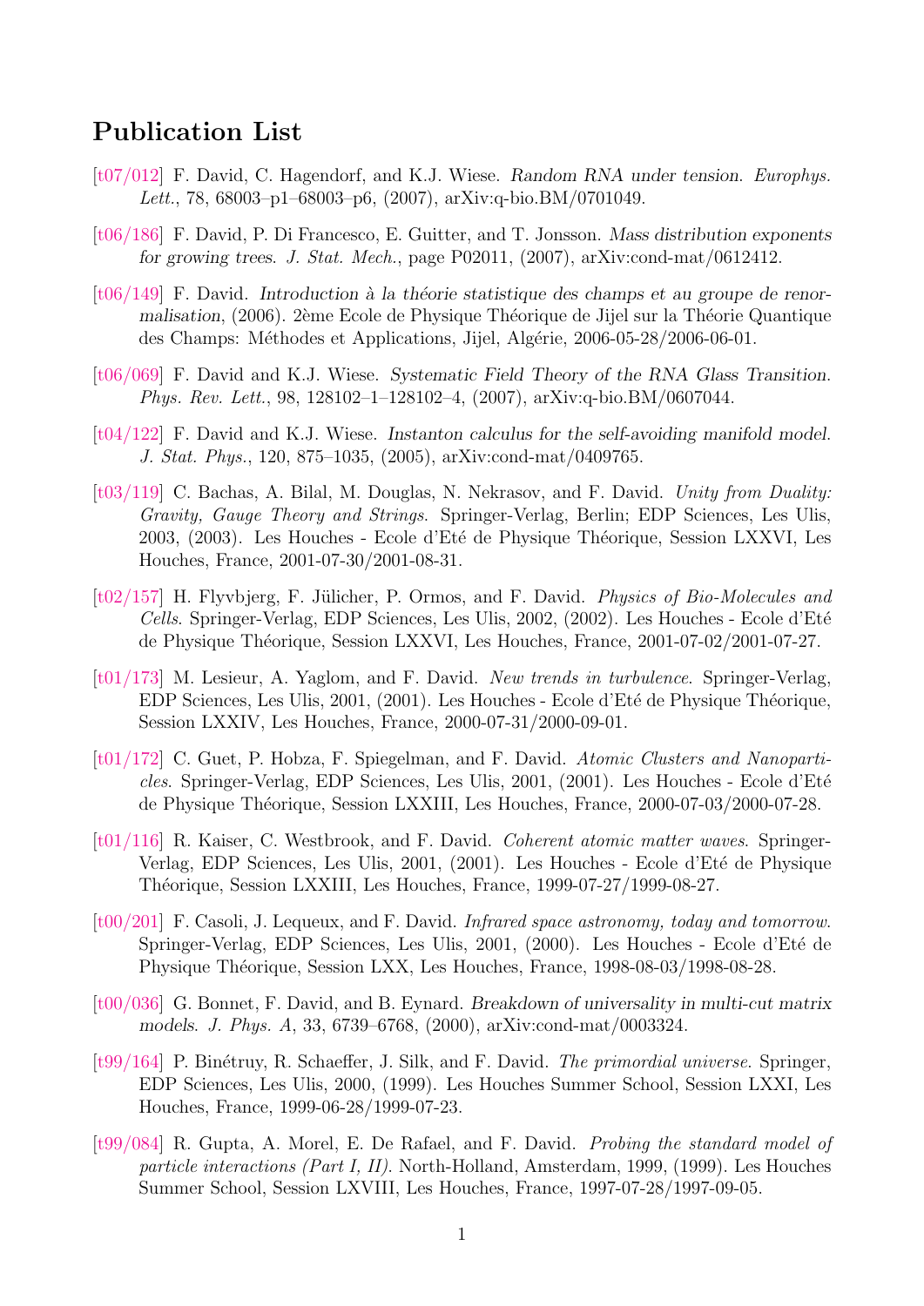# Publication List

[t07/012] F. David, C. Hagendorf, and K.J. Wiese. *Random RNA under tension*. *Europhys. Lett.*, 78, 68003–p1–68003–p6, (2007), arXiv:q-bio.BM/0701049.

[t06/186] F. David, P. Di Francesco, E. Guitter, and T. Jonsson. *Mass distribution exponents for growing trees*. *J. Stat. Mech.*, page P02011, (2007), arXiv:cond-mat/0612412.

[t06/149] F. David. *Introduction à la théorie statistique des champs et au groupe de renormalisation*, (2006). 2ème Ecole de Physique Théorique de Jijel sur la Théorie Quantique des Champs: Méthodes et Applications, Jijel, Algérie, 2006-05-28/2006-06-01.

[t06/069] F. David and K.J. Wiese. *Systematic Field Theory of the RNA Glass Transition*. *Phys. Rev. Lett.*, 98, 128102–1–128102–4, (2007), arXiv:q-bio.BM/0607044.

[t04/122] F. David and K.J. Wiese. *Instanton calculus for the self-avoiding manifold model*. *J. Stat. Phys.*, 120, 875–1035, (2005), arXiv:cond-mat/0409765.

[t03/119] C. Bachas, A. Bilal, M. Douglas, N. Nekrasov, and F. David. *Unity from Duality: Gravity, Gauge Theory and Strings*. Springer-Verlag, Berlin; EDP Sciences, Les Ulis, 2003, (2003). Les Houches - Ecole d'Eté de Physique Théorique, Session LXXVI, Les Houches, France, 2001-07-30/2001-08-31.

[t02/157] H. Flyvbjerg, F. Jülicher, P. Ormos, and F. David. *Physics of Bio-Molecules and Cells*. Springer-Verlag, EDP Sciences, Les Ulis, 2002, (2002). Les Houches - Ecole d'Eté de Physique Théorique, Session LXXVI, Les Houches, France, 2001-07-02/2001-07-27.

[t01/173] M. Lesieur, A. Yaglom, and F. David. *New trends in turbulence*. Springer-Verlag, EDP Sciences, Les Ulis, 2001, (2001). Les Houches - Ecole d'Eté de Physique Théorique, Session LXXIV, Les Houches, France, 2000-07-31/2000-09-01.

[t01/172] C. Guet, P. Hobza, F. Spiegelman, and F. David. *Atomic Clusters and Nanoparticles*. Springer-Verlag, EDP Sciences, Les Ulis, 2001, (2001). Les Houches - Ecole d'Eté de Physique Théorique, Session LXXIII, Les Houches, France, 2000-07-03/2000-07-28.

[t01/116] R. Kaiser, C. Westbrook, and F. David. *Coherent atomic matter waves*. Springer-Verlag, EDP Sciences, Les Ulis, 2001, (2001). Les Houches - Ecole d'Eté de Physique Théorique, Session LXXIII, Les Houches, France, 1999-07-27/1999-08-27.

[t00/201] F. Casoli, J. Lequeux, and F. David. *Infrared space astronomy, today and tomorrow*. Springer-Verlag, EDP Sciences, Les Ulis, 2001, (2000). Les Houches - Ecole d'Eté de Physique Théorique, Session LXX, Les Houches, France, 1998-08-03/1998-08-28.

[t00/036] G. Bonnet, F. David, and B. Eynard. *Breakdown of universality in multi-cut matrix models*. *J. Phys. A*, 33, 6739–6768, (2000), arXiv:cond-mat/0003324.

[t99/164] P. Binétruy, R. Schaeffer, J. Silk, and F. David. *The primordial universe*. Springer, EDP Sciences, Les Ulis, 2000, (1999). Les Houches Summer School, Session LXXI, Les Houches, France, 1999-06-28/1999-07-23.

[t99/084] R. Gupta, A. Morel, E. De Rafael, and F. David. *Probing the standard model of particle interactions (Part I, II)*. North-Holland, Amsterdam, 1999, (1999). Les Houches Summer School, Session LXVIII, Les Houches, France, 1997-07-28/1997-09-05.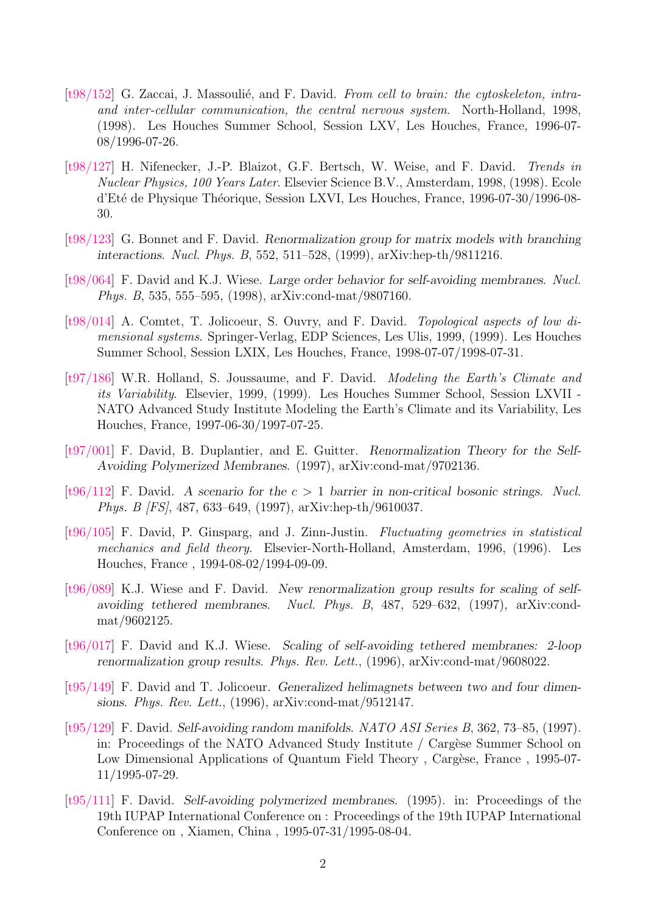- [t98/152] G. Zaccai, J. Massoulié, and F. David. *From cell to brain: the cytoskeleton, intra- and inter-cellular communication, the central nervous system*. North-Holland, 1998, (1998). Les Houches Summer School, Session LXV, Les Houches, France, 1996-07-08/1996-07-26.

- [t98/127] H. Nifenecker, J.-P. Blaizot, G.F. Bertsch, W. Weise, and F. David. *Trends in Nuclear Physics, 100 Years Later*. Elsevier Science B.V., Amsterdam, 1998, (1998). Ecole d'Eté de Physique Théorique, Session LXVI, Les Houches, France, 1996-07-30/1996-08-30.

- [t98/123] G. Bonnet and F. David. *Renormalization group for matrix models with branching interactions*. *Nucl. Phys. B*, 552, 511–528, (1999), arXiv:hep-th/9811216.

- [t98/064] F. David and K.J. Wiese. *Large order behavior for self-avoiding membranes*. *Nucl. Phys. B*, 535, 555–595, (1998), arXiv:cond-mat/9807160.

- [t98/014] A. Comtet, T. Jolicoeur, S. Ouvry, and F. David. *Topological aspects of low dimensional systems*. Springer-Verlag, EDP Sciences, Les Ulis, 1999, (1999). Les Houches Summer School, Session LXIX, Les Houches, France, 1998-07-07/1998-07-31.

- [t97/186] W.R. Holland, S. Joussaume, and F. David. *Modeling the Earth's Climate and its Variability*. Elsevier, 1999, (1999). Les Houches Summer School, Session LXVII - NATO Advanced Study Institute Modeling the Earth's Climate and its Variability, Les Houches, France, 1997-06-30/1997-07-25.

- [t97/001] F. David, B. Duplantier, and E. Guitter. *Renormalization Theory for the Self-Avoiding Polymerized Membranes*. (1997), arXiv:cond-mat/9702136.

- [t96/112] F. David. *A scenario for the $c > 1$ barrier in non-critical bosonic strings*. *Nucl. Phys. B [FS]*, 487, 633–649, (1997), arXiv:hep-th/9610037.

- [t96/105] F. David, P. Ginsparg, and J. Zinn-Justin. *Fluctuating geometries in statistical mechanics and field theory*. Elsevier-North-Holland, Amsterdam, 1996, (1996). Les Houches, France , 1994-08-02/1994-09-09.

- [t96/089] K.J. Wiese and F. David. *New renormalization group results for scaling of self-avoiding tethered membranes*. *Nucl. Phys. B*, 487, 529–632, (1997), arXiv:cond-mat/9602125.

- [t96/017] F. David and K.J. Wiese. *Scaling of self-avoiding tethered membranes: 2-loop renormalization group results*. *Phys. Rev. Lett.*, (1996), arXiv:cond-mat/9608022.

- [t95/149] F. David and T. Jolicoeur. *Generalized helimagnets between two and four dimensions*. *Phys. Rev. Lett.*, (1996), arXiv:cond-mat/9512147.

- [t95/129] F. David. *Self-avoiding random manifolds*. *NATO ASI Series B*, 362, 73–85, (1997). in: Proceedings of the NATO Advanced Study Institute / Cargèse Summer School on Low Dimensional Applications of Quantum Field Theory , Cargèse, France , 1995-07-11/1995-07-29.

- [t95/111] F. David. *Self-avoiding polymerized membranes*. (1995). in: Proceedings of the 19th IUPAP International Conference on : Proceedings of the 19th IUPAP International Conference on , Xiamen, China , 1995-07-31/1995-08-04.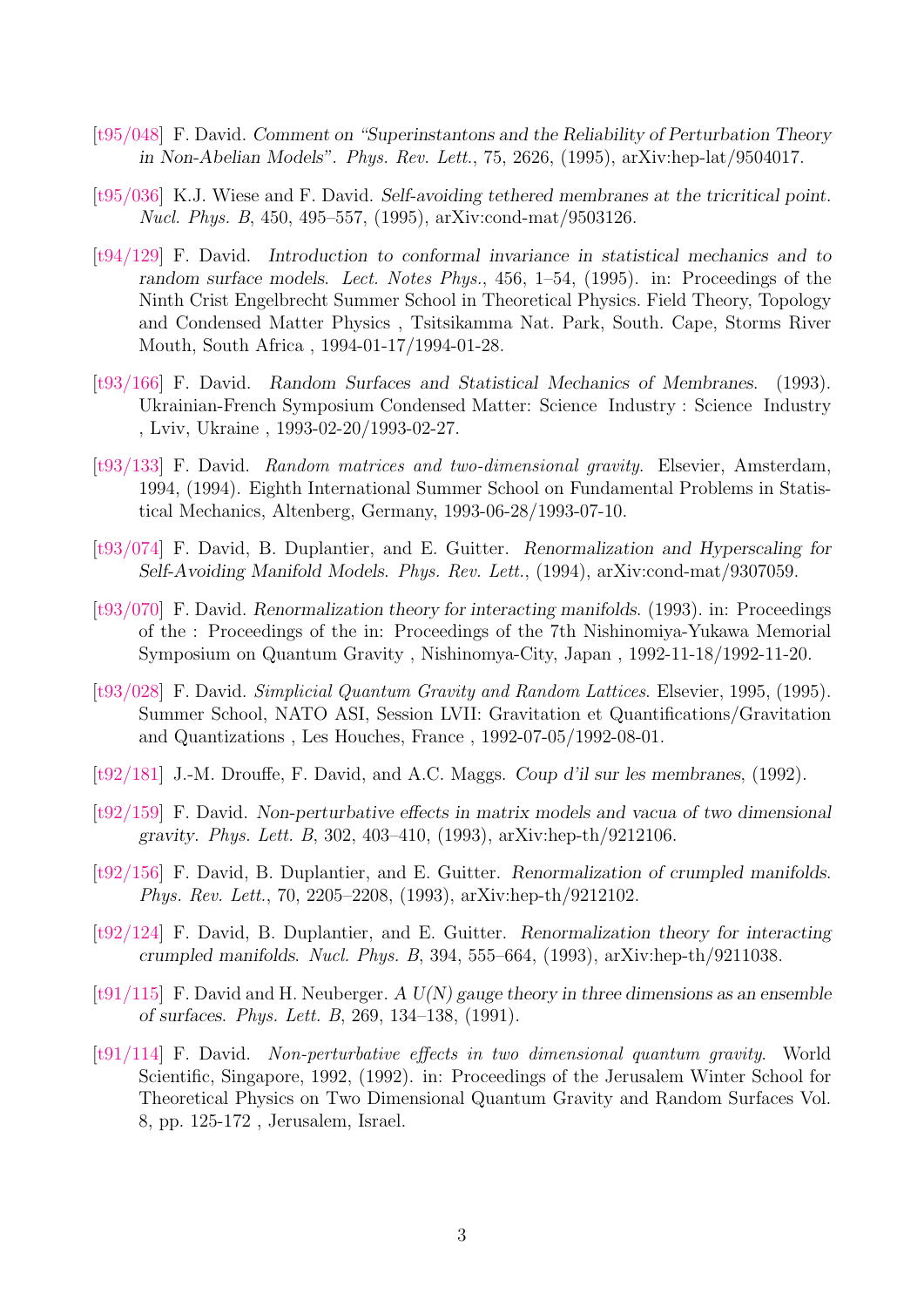[t95/048] F. David. *Comment on "Superinstantons and the Reliability of Perturbation Theory in Non-Abelian Models"*. *Phys. Rev. Lett.*, 75, 2626, (1995), arXiv:hep-lat/9504017.

[t95/036] K.J. Wiese and F. David. *Self-avoiding tethered membranes at the tricritical point*. *Nucl. Phys. B*, 450, 495–557, (1995), arXiv:cond-mat/9503126.

[t94/129] F. David. *Introduction to conformal invariance in statistical mechanics and to random surface models*. *Lect. Notes Phys.*, 456, 1–54, (1995). in: Proceedings of the Ninth Crist Engelbrecht Summer School in Theoretical Physics. Field Theory, Topology and Condensed Matter Physics , Tsitsikamma Nat. Park, South. Cape, Storms River Mouth, South Africa , 1994-01-17/1994-01-28.

[t93/166] F. David. *Random Surfaces and Statistical Mechanics of Membranes*. (1993). Ukrainian-French Symposium Condensed Matter: Science Industry : Science Industry , Lviv, Ukraine , 1993-02-20/1993-02-27.

[t93/133] F. David. *Random matrices and two-dimensional gravity*. Elsevier, Amsterdam, 1994, (1994). Eighth International Summer School on Fundamental Problems in Statistical Mechanics, Altenberg, Germany, 1993-06-28/1993-07-10.

[t93/074] F. David, B. Duplantier, and E. Guitter. *Renormalization and Hyperscaling for Self-Avoiding Manifold Models*. *Phys. Rev. Lett.*, (1994), arXiv:cond-mat/9307059.

[t93/070] F. David. *Renormalization theory for interacting manifolds*. (1993). in: Proceedings of the : Proceedings of the in: Proceedings of the 7th Nishinomiya-Yukawa Memorial Symposium on Quantum Gravity , Nishinomya-City, Japan , 1992-11-18/1992-11-20.

[t93/028] F. David. *Simplicial Quantum Gravity and Random Lattices*. Elsevier, 1995, (1995). Summer School, NATO ASI, Session LVII: Gravitation et Quantifications/Gravitation and Quantizations , Les Houches, France , 1992-07-05/1992-08-01.

[t92/181] J.-M. Drouffe, F. David, and A.C. Maggs. *Coup d'il sur les membranes*, (1992).

[t92/159] F. David. *Non-perturbative effects in matrix models and vacua of two dimensional gravity*. *Phys. Lett. B*, 302, 403–410, (1993), arXiv:hep-th/9212106.

[t92/156] F. David, B. Duplantier, and E. Guitter. *Renormalization of crumpled manifolds*. *Phys. Rev. Lett.*, 70, 2205–2208, (1993), arXiv:hep-th/9212102.

[t92/124] F. David, B. Duplantier, and E. Guitter. *Renormalization theory for interacting crumpled manifolds*. *Nucl. Phys. B*, 394, 555–664, (1993), arXiv:hep-th/9211038.

[t91/115] F. David and H. Neuberger. *A U(N) gauge theory in three dimensions as an ensemble of surfaces*. *Phys. Lett. B*, 269, 134–138, (1991).

[t91/114] F. David. *Non-perturbative effects in two dimensional quantum gravity*. World Scientific, Singapore, 1992, (1992). in: Proceedings of the Jerusalem Winter School for Theoretical Physics on Two Dimensional Quantum Gravity and Random Surfaces Vol. 8, pp. 125-172 , Jerusalem, Israel.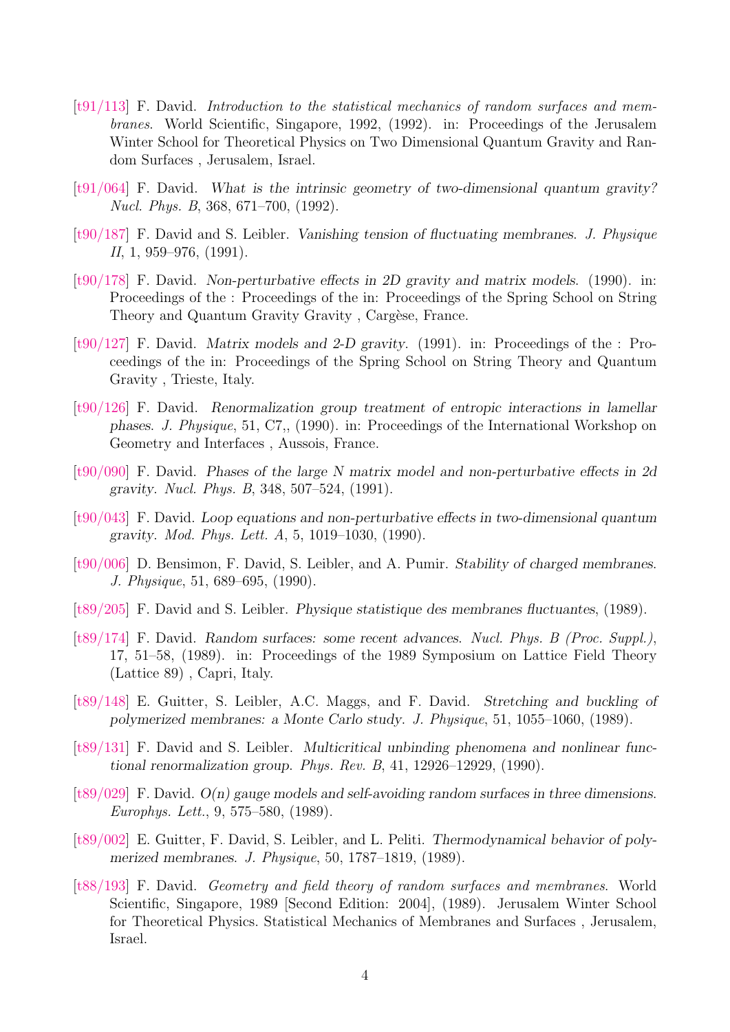[t91/113] F. David. *Introduction to the statistical mechanics of random surfaces and membranes*. World Scientific, Singapore, 1992, (1992). in: Proceedings of the Jerusalem Winter School for Theoretical Physics on Two Dimensional Quantum Gravity and Random Surfaces , Jerusalem, Israel.

[t91/064] F. David. *What is the intrinsic geometry of two-dimensional quantum gravity? Nucl. Phys. B*, 368, 671–700, (1992).

[t90/187] F. David and S. Leibler. *Vanishing tension of fluctuating membranes. J. Physique II*, 1, 959–976, (1991).

[t90/178] F. David. *Non-perturbative effects in 2D gravity and matrix models*. (1990). in: Proceedings of the : Proceedings of the in: Proceedings of the Spring School on String Theory and Quantum Gravity Gravity , Cargèse, France.

[t90/127] F. David. *Matrix models and 2-D gravity*. (1991). in: Proceedings of the : Proceedings of the in: Proceedings of the Spring School on String Theory and Quantum Gravity , Trieste, Italy.

[t90/126] F. David. *Renormalization group treatment of entropic interactions in lamellar phases. J. Physique*, 51, C7,, (1990). in: Proceedings of the International Workshop on Geometry and Interfaces , Aussois, France.

[t90/090] F. David. *Phases of the large N matrix model and non-perturbative effects in 2d gravity. Nucl. Phys. B*, 348, 507–524, (1991).

[t90/043] F. David. *Loop equations and non-perturbative effects in two-dimensional quantum gravity. Mod. Phys. Lett. A*, 5, 1019–1030, (1990).

[t90/006] D. Bensimon, F. David, S. Leibler, and A. Pumir. *Stability of charged membranes. J. Physique*, 51, 689–695, (1990).

[t89/205] F. David and S. Leibler. *Physique statistique des membranes fluctuantes*, (1989).

[t89/174] F. David. *Random surfaces: some recent advances. Nucl. Phys. B (Proc. Suppl.)*, 17, 51–58, (1989). in: Proceedings of the 1989 Symposium on Lattice Field Theory (Lattice 89) , Capri, Italy.

[t89/148] E. Guitter, S. Leibler, A.C. Maggs, and F. David. *Stretching and buckling of polymerized membranes: a Monte Carlo study. J. Physique*, 51, 1055–1060, (1989).

[t89/131] F. David and S. Leibler. *Multicritical unbinding phenomena and nonlinear functional renormalization group. Phys. Rev. B*, 41, 12926–12929, (1990).

[t89/029] F. David. *O(n) gauge models and self-avoiding random surfaces in three dimensions. Europhys. Lett.*, 9, 575–580, (1989).

[t89/002] E. Guitter, F. David, S. Leibler, and L. Peliti. *Thermodynamical behavior of polymerized membranes. J. Physique*, 50, 1787–1819, (1989).

[t88/193] F. David. *Geometry and field theory of random surfaces and membranes*. World Scientific, Singapore, 1989 [Second Edition: 2004], (1989). Jerusalem Winter School for Theoretical Physics. Statistical Mechanics of Membranes and Surfaces , Jerusalem, Israel.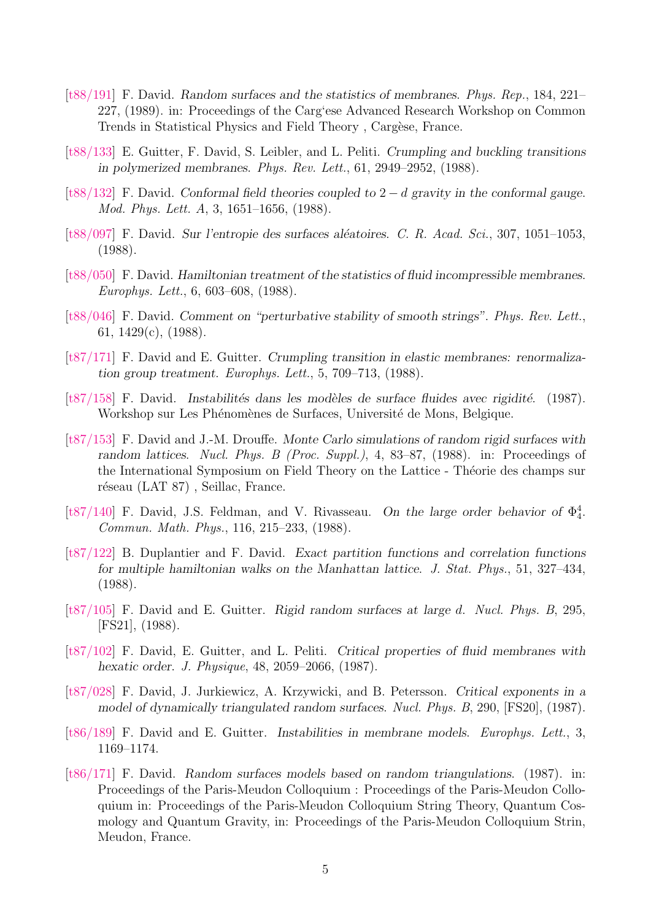- [t88/191] F. David. *Random surfaces and the statistics of membranes*. *Phys. Rep.*, 184, 221–227, (1989). in: Proceedings of the Carg'ese Advanced Research Workshop on Common Trends in Statistical Physics and Field Theory , Cargèse, France.

- [t88/133] E. Guitter, F. David, S. Leibler, and L. Peliti. *Crumpling and buckling transitions in polymerized membranes*. *Phys. Rev. Lett.*, 61, 2949–2952, (1988).

- [t88/132] F. David. *Conformal field theories coupled to $2-d$ gravity in the conformal gauge*. *Mod. Phys. Lett. A*, 3, 1651–1656, (1988).

- [t88/097] F. David. *Sur l'entropie des surfaces aléatoires*. *C. R. Acad. Sci.*, 307, 1051–1053, (1988).

- [t88/050] F. David. *Hamiltonian treatment of the statistics of fluid incompressible membranes*. *Europhys. Lett.*, 6, 603–608, (1988).

- [t88/046] F. David. *Comment on "perturbative stability of smooth strings"*. *Phys. Rev. Lett.*, 61, 1429(c), (1988).

- [t87/171] F. David and E. Guitter. *Crumpling transition in elastic membranes: renormalization group treatment*. *Europhys. Lett.*, 5, 709–713, (1988).

- [t87/158] F. David. *Instabilités dans les modèles de surface fluides avec rigidité*. (1987). Workshop sur Les Phénomènes de Surfaces, Université de Mons, Belgique.

- [t87/153] F. David and J.-M. Drouffe. *Monte Carlo simulations of random rigid surfaces with random lattices*. *Nucl. Phys. B (Proc. Suppl.)*, 4, 83–87, (1988). in: Proceedings of the International Symposium on Field Theory on the Lattice - Théorie des champs sur réseau (LAT 87) , Seillac, France.

- [t87/140] F. David, J.S. Feldman, and V. Rivasseau. *On the large order behavior of $\Phi^4_4$*. *Commun. Math. Phys.*, 116, 215–233, (1988).

- [t87/122] B. Duplantier and F. David. *Exact partition functions and correlation functions for multiple hamiltonian walks on the Manhattan lattice*. *J. Stat. Phys.*, 51, 327–434, (1988).

- [t87/105] F. David and E. Guitter. *Rigid random surfaces at large d*. *Nucl. Phys. B*, 295, [FS21], (1988).

- [t87/102] F. David, E. Guitter, and L. Peliti. *Critical properties of fluid membranes with hexatic order*. *J. Physique*, 48, 2059–2066, (1987).

- [t87/028] F. David, J. Jurkiewicz, A. Krzywicki, and B. Petersson. *Critical exponents in a model of dynamically triangulated random surfaces*. *Nucl. Phys. B*, 290, [FS20], (1987).

- [t86/189] F. David and E. Guitter. *Instabilities in membrane models*. *Europhys. Lett.*, 3, 1169–1174.

- [t86/171] F. David. *Random surfaces models based on random triangulations*. (1987). in: Proceedings of the Paris-Meudon Colloquium : Proceedings of the Paris-Meudon Colloquium in: Proceedings of the Paris-Meudon Colloquium String Theory, Quantum Cosmology and Quantum Gravity, in: Proceedings of the Paris-Meudon Colloquium Strin, Meudon, France.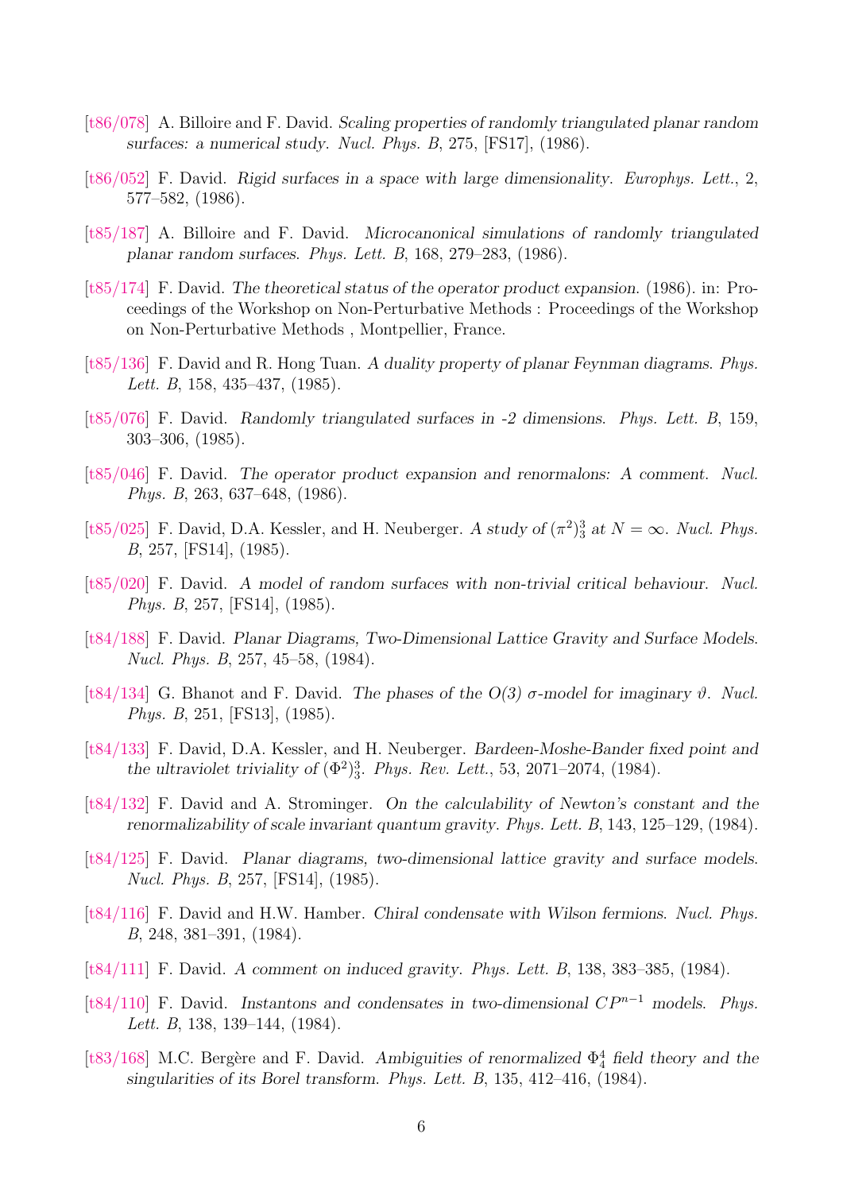[t86/078] A. Billoire and F. David. *Scaling properties of randomly triangulated planar random surfaces: a numerical study*. *Nucl. Phys. B*, 275, [FS17], (1986).

[t86/052] F. David. *Rigid surfaces in a space with large dimensionality*. *Europhys. Lett.*, 2, 577–582, (1986).

[t85/187] A. Billoire and F. David. *Microcanonical simulations of randomly triangulated planar random surfaces*. *Phys. Lett. B*, 168, 279–283, (1986).

[t85/174] F. David. *The theoretical status of the operator product expansion*. (1986). in: Proceedings of the Workshop on Non-Perturbative Methods : Proceedings of the Workshop on Non-Perturbative Methods , Montpellier, France.

[t85/136] F. David and R. Hong Tuan. *A duality property of planar Feynman diagrams*. *Phys. Lett. B*, 158, 435–437, (1985).

[t85/076] F. David. *Randomly triangulated surfaces in -2 dimensions*. *Phys. Lett. B*, 159, 303–306, (1985).

[t85/046] F. David. *The operator product expansion and renormalons: A comment*. *Nucl. Phys. B*, 263, 637–648, (1986).

[t85/025] F. David, D.A. Kessler, and H. Neuberger. *A study of $(\pi^2)^3_3$ at $N = \infty$*. *Nucl. Phys. B*, 257, [FS14], (1985).

[t85/020] F. David. *A model of random surfaces with non-trivial critical behaviour*. *Nucl. Phys. B*, 257, [FS14], (1985).

[t84/188] F. David. *Planar Diagrams, Two-Dimensional Lattice Gravity and Surface Models*. *Nucl. Phys. B*, 257, 45–58, (1984).

[t84/134] G. Bhanot and F. David. *The phases of the O(3) $\sigma$-model for imaginary $\vartheta$*. *Nucl. Phys. B*, 251, [FS13], (1985).

[t84/133] F. David, D.A. Kessler, and H. Neuberger. *Bardeen-Moshe-Bander fixed point and the ultraviolet triviality of $(\Phi^2)^3_3$*. *Phys. Rev. Lett.*, 53, 2071–2074, (1984).

[t84/132] F. David and A. Strominger. *On the calculability of Newton's constant and the renormalizability of scale invariant quantum gravity*. *Phys. Lett. B*, 143, 125–129, (1984).

[t84/125] F. David. *Planar diagrams, two-dimensional lattice gravity and surface models*. *Nucl. Phys. B*, 257, [FS14], (1985).

[t84/116] F. David and H.W. Hamber. *Chiral condensate with Wilson fermions*. *Nucl. Phys. B*, 248, 381–391, (1984).

[t84/111] F. David. *A comment on induced gravity*. *Phys. Lett. B*, 138, 383–385, (1984).

[t84/110] F. David. *Instantons and condensates in two-dimensional $CP^{n-1}$ models*. *Phys. Lett. B*, 138, 139–144, (1984).

[t83/168] M.C. Bergère and F. David. *Ambiguities of renormalized $\Phi^4_4$ field theory and the singularities of its Borel transform*. *Phys. Lett. B*, 135, 412–416, (1984).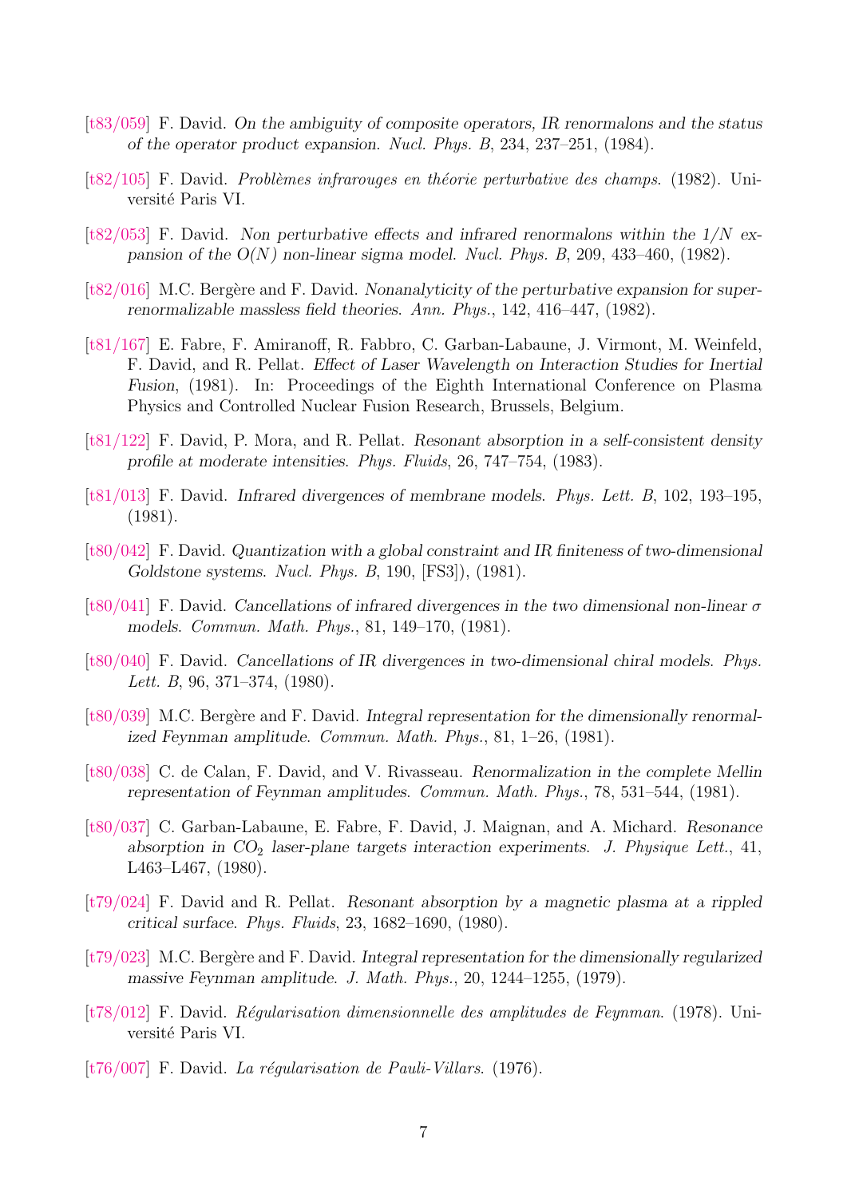[t83/059] F. David. *On the ambiguity of composite operators, IR renormalons and the status of the operator product expansion*. *Nucl. Phys. B*, 234, 237–251, (1984).

[t82/105] F. David. *Problèmes infrarouges en théorie perturbative des champs*. (1982). Université Paris VI.

[t82/053] F. David. *Non perturbative effects and infrared renormalons within the 1/N expansion of the O(N) non-linear sigma model*. *Nucl. Phys. B*, 209, 433–460, (1982).

[t82/016] M.C. Bergère and F. David. *Nonanalyticity of the perturbative expansion for super-renormalizable massless field theories*. *Ann. Phys.*, 142, 416–447, (1982).

[t81/167] E. Fabre, F. Amiranoff, R. Fabbro, C. Garban-Labaune, J. Virmont, M. Weinfeld, F. David, and R. Pellat. *Effect of Laser Wavelength on Interaction Studies for Inertial Fusion*, (1981). In: Proceedings of the Eighth International Conference on Plasma Physics and Controlled Nuclear Fusion Research, Brussels, Belgium.

[t81/122] F. David, P. Mora, and R. Pellat. *Resonant absorption in a self-consistent density profile at moderate intensities*. *Phys. Fluids*, 26, 747–754, (1983).

[t81/013] F. David. *Infrared divergences of membrane models*. *Phys. Lett. B*, 102, 193–195, (1981).

[t80/042] F. David. *Quantization with a global constraint and IR finiteness of two-dimensional Goldstone systems*. *Nucl. Phys. B*, 190, [FS3]), (1981).

[t80/041] F. David. *Cancellations of infrared divergences in the two dimensional non-linear $\sigma$ models*. *Commun. Math. Phys.*, 81, 149–170, (1981).

[t80/040] F. David. *Cancellations of IR divergences in two-dimensional chiral models*. *Phys. Lett. B*, 96, 371–374, (1980).

[t80/039] M.C. Bergère and F. David. *Integral representation for the dimensionally renormalized Feynman amplitude*. *Commun. Math. Phys.*, 81, 1–26, (1981).

[t80/038] C. de Calan, F. David, and V. Rivasseau. *Renormalization in the complete Mellin representation of Feynman amplitudes*. *Commun. Math. Phys.*, 78, 531–544, (1981).

[t80/037] C. Garban-Labaune, E. Fabre, F. David, J. Maignan, and A. Michard. *Resonance absorption in $CO_2$ laser-plane targets interaction experiments*. *J. Physique Lett.*, 41, L463–L467, (1980).

[t79/024] F. David and R. Pellat. *Resonant absorption by a magnetic plasma at a rippled critical surface*. *Phys. Fluids*, 23, 1682–1690, (1980).

[t79/023] M.C. Bergère and F. David. *Integral representation for the dimensionally regularized massive Feynman amplitude*. *J. Math. Phys.*, 20, 1244–1255, (1979).

[t78/012] F. David. *Régularisation dimensionnelle des amplitudes de Feynman*. (1978). Université Paris VI.

[t76/007] F. David. *La régularisation de Pauli-Villars*. (1976).